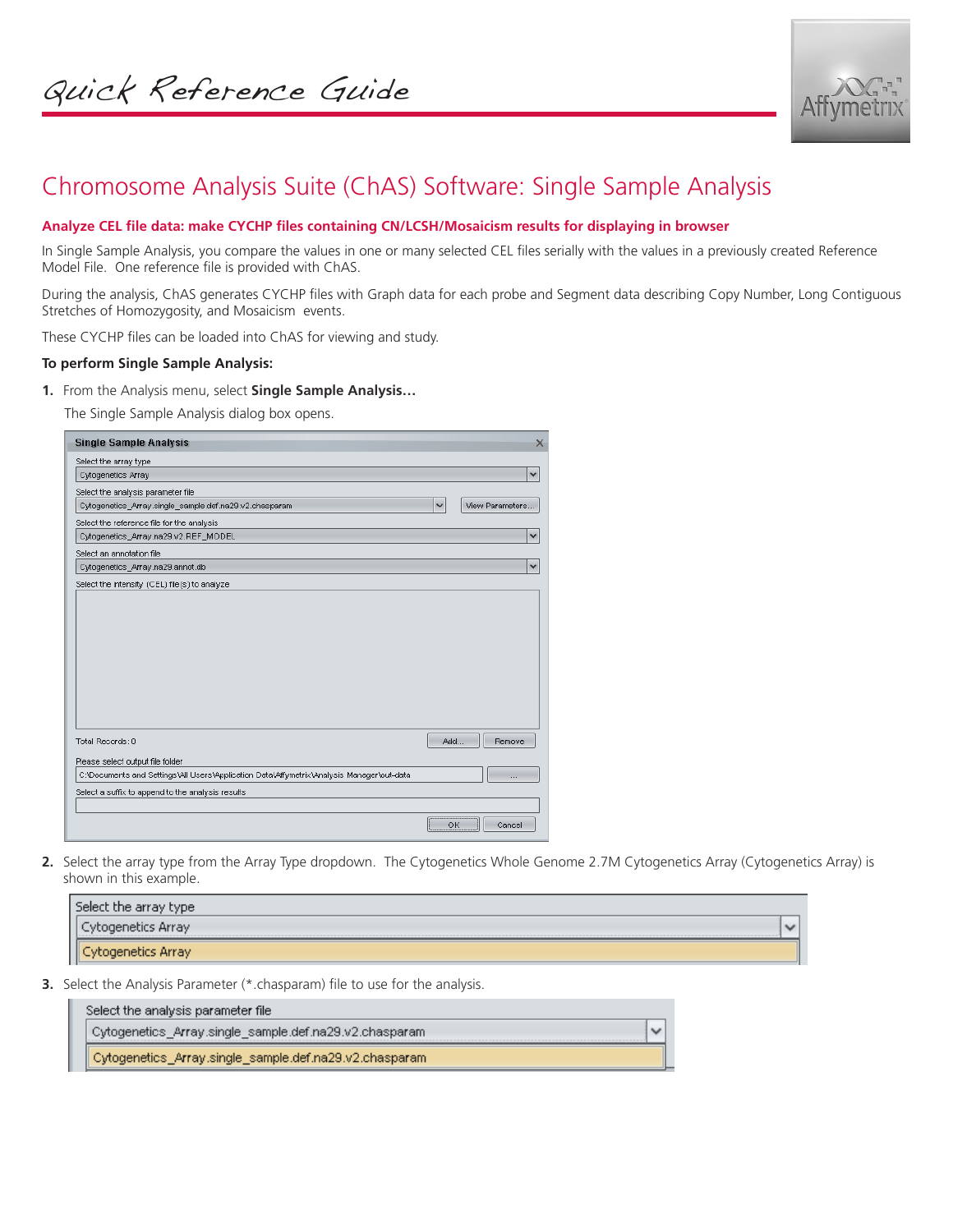Quick Reference Guide

# Chromosome Analysis Suite (ChAS) Software: Single Sample Analysis

## Analyze CEL file data: make CYCHP files containing CN/LCSH/Mosaicism results for displaying in browser

In Single Sample Analysis, you compare the values in one or many selected CEL files serially with the values in a previously created Reference Model File. One reference file is provided with ChAS.

During the analysis, ChAS generates CYCHP files with Graph data for each probe and Segment data describing Copy Number, Long Contiguous Stretches of Homozygosity, and Mosaicism events.

These CYCHP files can be loaded into ChAS for viewing and study.

**To perform Single Sample Analysis:**

1. From the Analysis menu, select **Single Sample Analysis…**

   The Single Sample Analysis dialog box opens.

2. Select the array type from the Array Type dropdown. The Cytogenetics Whole Genome 2.7M Cytogenetics Array (Cytogenetics Array) is shown in this example.

3. Select the Analysis Parameter (*.chasparam) file to use for the analysis.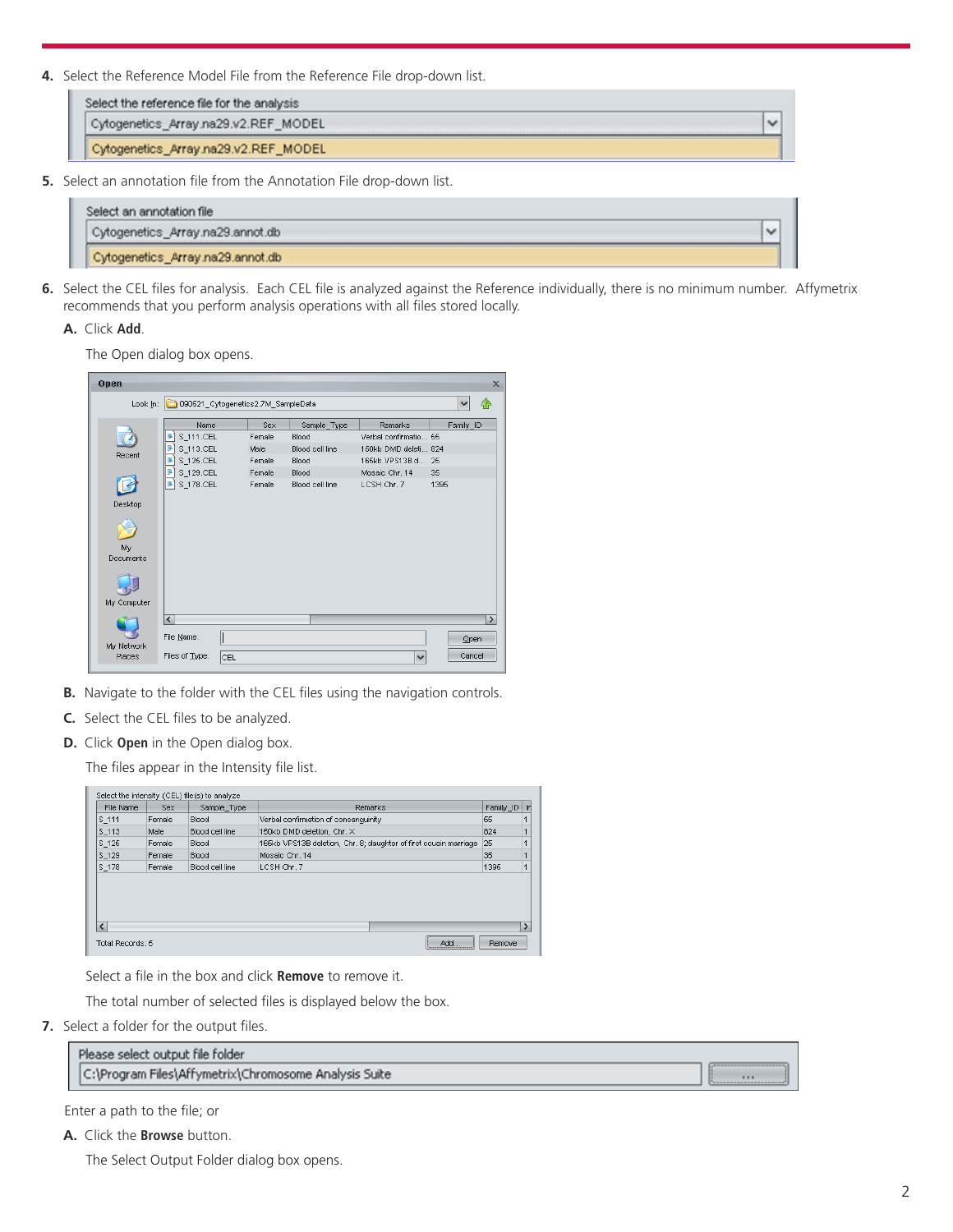4. Select the Reference Model File from the Reference File drop-down list.

5. Select an annotation file from the Annotation File drop-down list.

6. Select the CEL files for analysis. Each CEL file is analyzed against the Reference individually, there is no minimum number. Affymetrix recommends that you perform analysis operations with all files stored locally.

   **A.** Click **Add**.

   The Open dialog box opens.

   **B.** Navigate to the folder with the CEL files using the navigation controls.

   **C.** Select the CEL files to be analyzed.

   **D.** Click **Open** in the Open dialog box.

   The files appear in the Intensity file list.

   Select a file in the box and click **Remove** to remove it.

   The total number of selected files is displayed below the box.

7. Select a folder for the output files.

Enter a path to the file; or

**A.** Click the **Browse** button.

The Select Output Folder dialog box opens.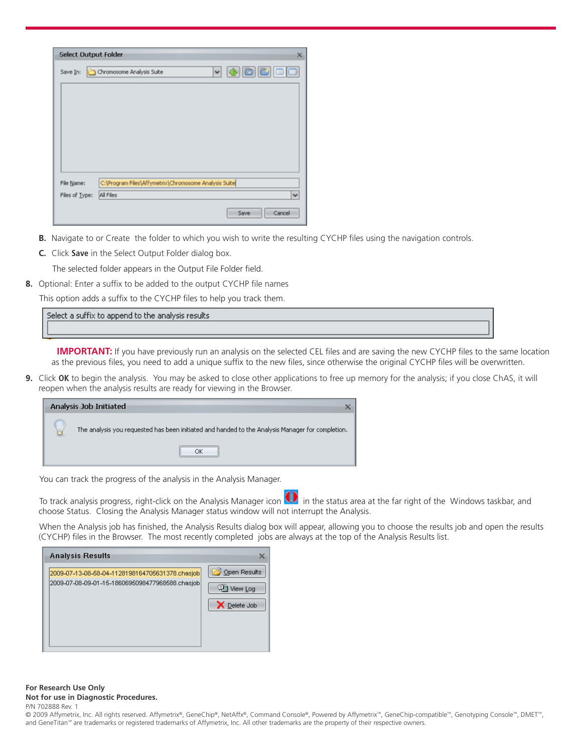B. Navigate to or Create the folder to which you wish to write the resulting CYCHP files using the navigation controls.

C. Click **Save** in the Select Output Folder dialog box.

The selected folder appears in the Output File Folder field.

8. Optional: Enter a suffix to be added to the output CYCHP file names

This option adds a suffix to the CYCHP files to help you track them.

**IMPORTANT:** If you have previously run an analysis on the selected CEL files and are saving the new CYCHP files to the same location as the previous files, you need to add a unique suffix to the new files, since otherwise the original CYCHP files will be overwritten.

9. Click **OK** to begin the analysis. You may be asked to close other applications to free up memory for the analysis; if you close ChAS, it will reopen when the analysis results are ready for viewing in the Browser.

You can track the progress of the analysis in the Analysis Manager.

To track analysis progress, right-click on the Analysis Manager icon in the status area at the far right of the Windows taskbar, and choose Status. Closing the Analysis Manager status window will not interrupt the Analysis.

When the Analysis job has finished, the Analysis Results dialog box will appear, allowing you to choose the results job and open the results (CYCHP) files in the Browser. The most recently completed jobs are always at the top of the Analysis Results list.

**For Research Use Only**
**Not for use in Diagnostic Procedures.**

P/N 702888 Rev. 1

© 2009 Affymetrix, Inc. All rights reserved. Affymetrix®, GeneChip®, NetAffx®, Command Console®, Powered by Affymetrix™, GeneChip-compatible™, Genotyping Console™, DMET™, and GeneTitan™ are trademarks or registered trademarks of Affymetrix, Inc. All other trademarks are the property of their respective owners.